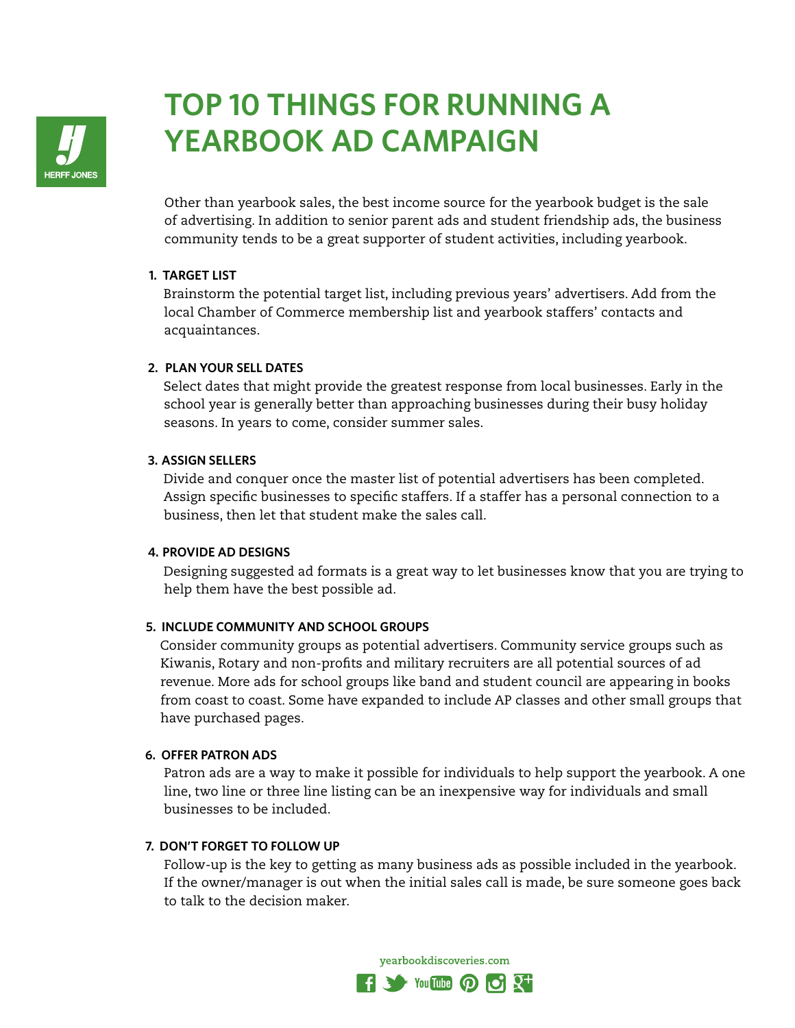# TOP 10 THINGS FOR RUNNING A YEARBOOK AD CAMPAIGN

Other than yearbook sales, the best income source for the yearbook budget is the sale of advertising. In addition to senior parent ads and student friendship ads, the business community tends to be a great supporter of student activities, including yearbook.

1. **TARGET LIST**
   Brainstorm the potential target list, including previous years' advertisers. Add from the local Chamber of Commerce membership list and yearbook staffers' contacts and acquaintances.

2. **PLAN YOUR SELL DATES**
   Select dates that might provide the greatest response from local businesses. Early in the school year is generally better than approaching businesses during their busy holiday seasons. In years to come, consider summer sales.

3. **ASSIGN SELLERS**
   Divide and conquer once the master list of potential advertisers has been completed. Assign specific businesses to specific staffers. If a staffer has a personal connection to a business, then let that student make the sales call.

4. **PROVIDE AD DESIGNS**
   Designing suggested ad formats is a great way to let businesses know that you are trying to help them have the best possible ad.

5. **INCLUDE COMMUNITY AND SCHOOL GROUPS**
   Consider community groups as potential advertisers. Community service groups such as Kiwanis, Rotary and non-profits and military recruiters are all potential sources of ad revenue. More ads for school groups like band and student council are appearing in books from coast to coast. Some have expanded to include AP classes and other small groups that have purchased pages.

6. **OFFER PATRON ADS**
   Patron ads are a way to make it possible for individuals to help support the yearbook. A one line, two line or three line listing can be an inexpensive way for individuals and small businesses to be included.

7. **DON'T FORGET TO FOLLOW UP**
   Follow-up is the key to getting as many business ads as possible included in the yearbook. If the owner/manager is out when the initial sales call is made, be sure someone goes back to talk to the decision maker.

yearbookdiscoveries.com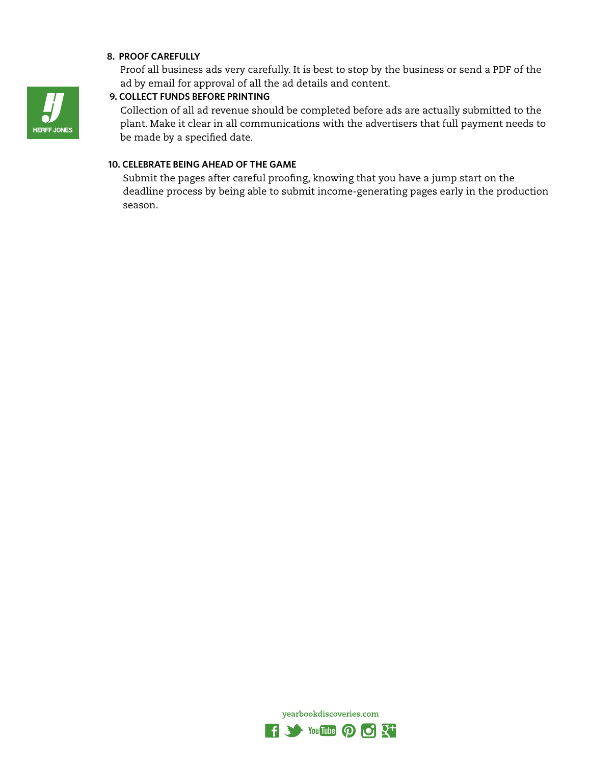**8. PROOF CAREFULLY**

Proof all business ads very carefully. It is best to stop by the business or send a PDF of the ad by email for approval of all the ad details and content.

**9. COLLECT FUNDS BEFORE PRINTING**

Collection of all ad revenue should be completed before ads are actually submitted to the plant. Make it clear in all communications with the advertisers that full payment needs to be made by a specified date.

**10. CELEBRATE BEING AHEAD OF THE GAME**

Submit the pages after careful proofing, knowing that you have a jump start on the deadline process by being able to submit income-generating pages early in the production season.

yearbookdiscoveries.com